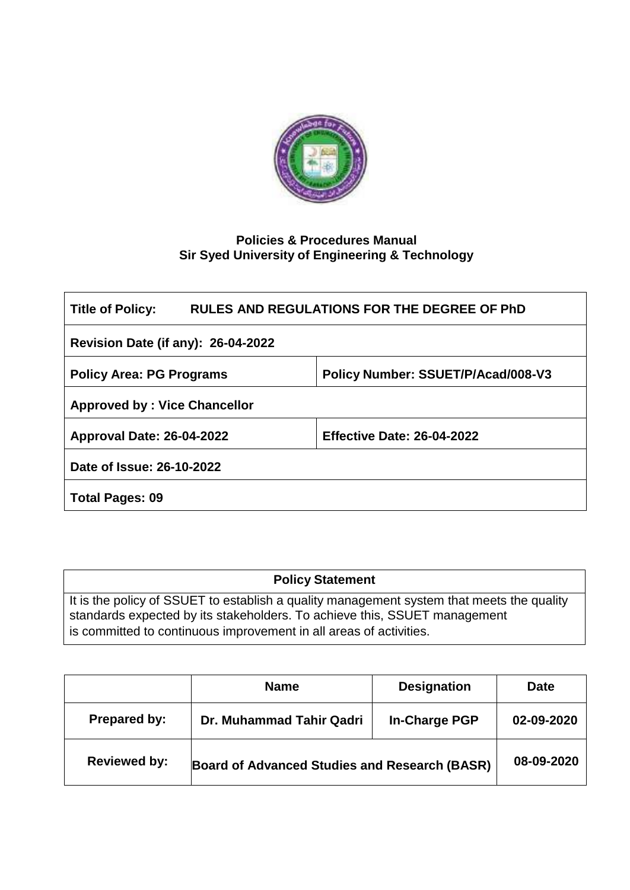**Policies & Procedures Manual**
**Sir Syed University of Engineering & Technology**

| **Title of Policy:** RULES AND REGULATIONS FOR THE DEGREE OF PhD | |
|---|---|
| **Revision Date (if any): 26-04-2022** | |
| **Policy Area: PG Programs** | **Policy Number: SSUET/P/Acad/008-V3** |
| **Approved by : Vice Chancellor** | |
| **Approval Date: 26-04-2022** | **Effective Date: 26-04-2022** |
| **Date of Issue: 26-10-2022** | |
| **Total Pages: 09** | |

| **Policy Statement** |
|---|
| It is the policy of SSUET to establish a quality management system that meets the quality standards expected by its stakeholders. To achieve this, SSUET management is committed to continuous improvement in all areas of activities. |

| | **Name** | **Designation** | **Date** |
|---|---|---|---|
| **Prepared by:** | **Dr. Muhammad Tahir Qadri** | **In-Charge PGP** | **02-09-2020** |
| **Reviewed by:** | **Board of Advanced Studies and Research (BASR)** | | **08-09-2020** |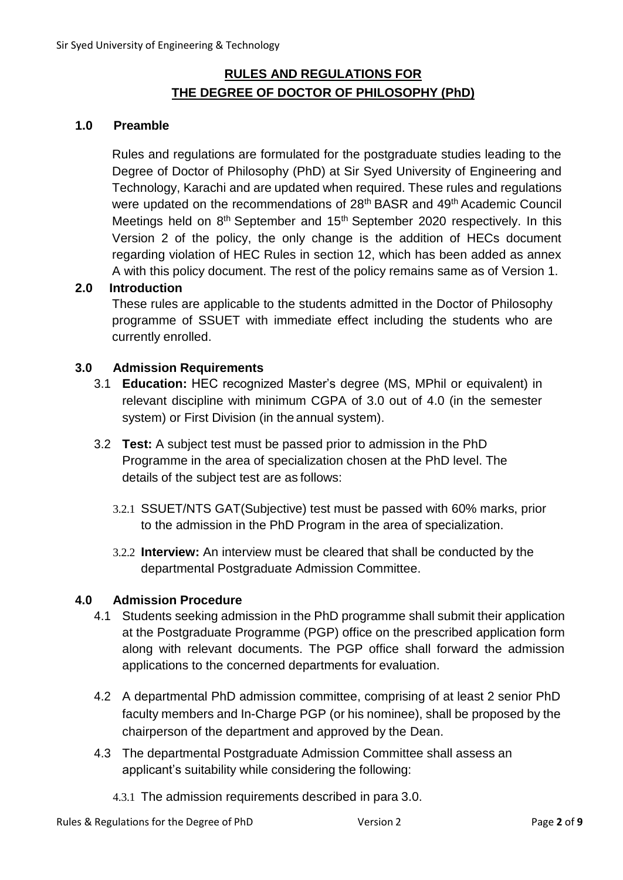# RULES AND REGULATIONS FOR THE DEGREE OF DOCTOR OF PHILOSOPHY (PhD)

## 1.0 Preamble

Rules and regulations are formulated for the postgraduate studies leading to the Degree of Doctor of Philosophy (PhD) at Sir Syed University of Engineering and Technology, Karachi and are updated when required. These rules and regulations were updated on the recommendations of 28th BASR and 49th Academic Council Meetings held on 8th September and 15th September 2020 respectively. In this Version 2 of the policy, the only change is the addition of HECs document regarding violation of HEC Rules in section 12, which has been added as annex A with this policy document. The rest of the policy remains same as of Version 1.

## 2.0 Introduction

These rules are applicable to the students admitted in the Doctor of Philosophy programme of SSUET with immediate effect including the students who are currently enrolled.

## 3.0 Admission Requirements

3.1 **Education:** HEC recognized Master's degree (MS, MPhil or equivalent) in relevant discipline with minimum CGPA of 3.0 out of 4.0 (in the semester system) or First Division (in the annual system).

3.2 **Test:** A subject test must be passed prior to admission in the PhD Programme in the area of specialization chosen at the PhD level. The details of the subject test are as follows:

3.2.1 SSUET/NTS GAT(Subjective) test must be passed with 60% marks, prior to the admission in the PhD Program in the area of specialization.

3.2.2 **Interview:** An interview must be cleared that shall be conducted by the departmental Postgraduate Admission Committee.

## 4.0 Admission Procedure

4.1 Students seeking admission in the PhD programme shall submit their application at the Postgraduate Programme (PGP) office on the prescribed application form along with relevant documents. The PGP office shall forward the admission applications to the concerned departments for evaluation.

4.2 A departmental PhD admission committee, comprising of at least 2 senior PhD faculty members and In-Charge PGP (or his nominee), shall be proposed by the chairperson of the department and approved by the Dean.

4.3 The departmental Postgraduate Admission Committee shall assess an applicant's suitability while considering the following:

4.3.1 The admission requirements described in para 3.0.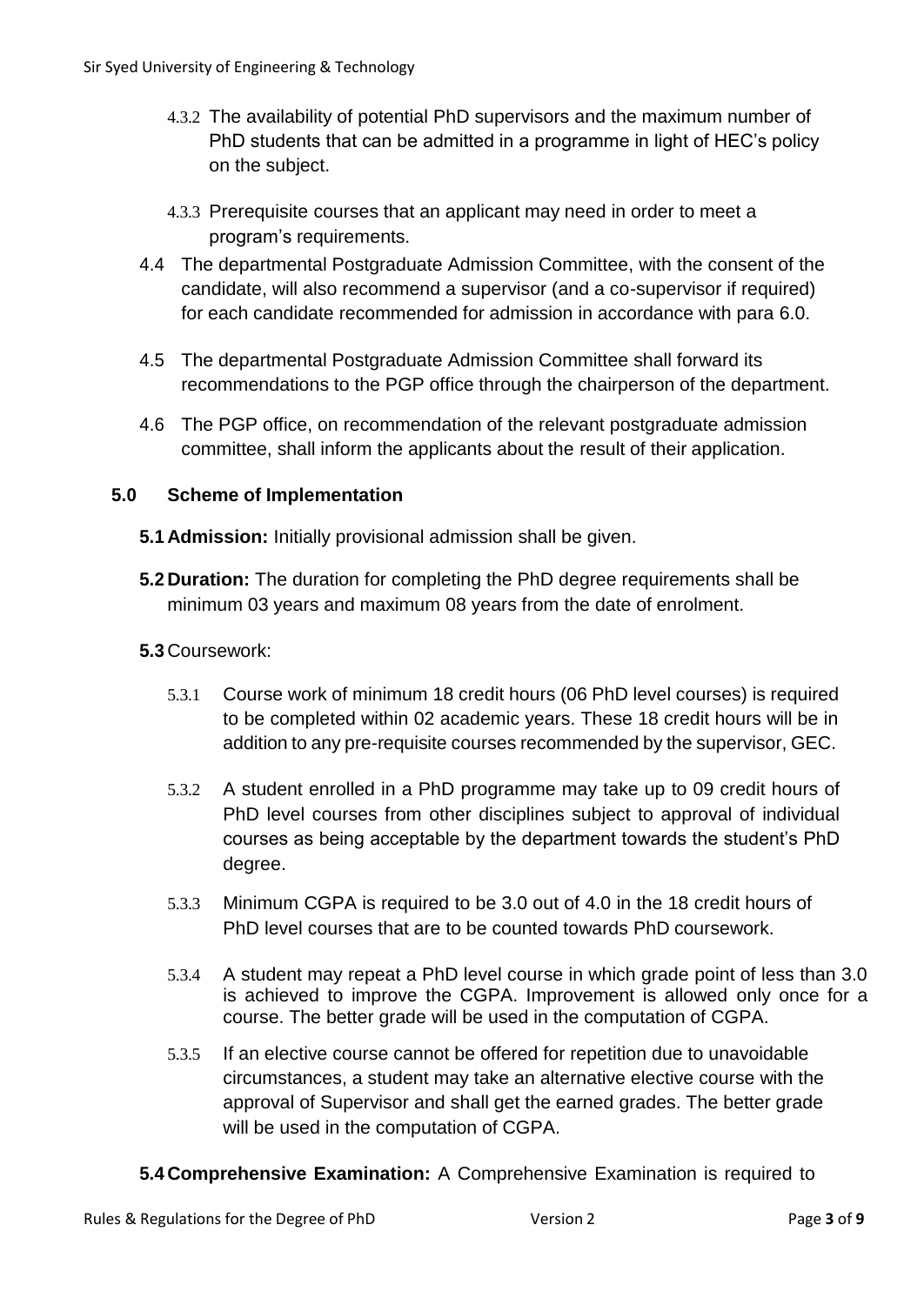4.3.2 The availability of potential PhD supervisors and the maximum number of PhD students that can be admitted in a programme in light of HEC's policy on the subject.

4.3.3 Prerequisite courses that an applicant may need in order to meet a program's requirements.

4.4 The departmental Postgraduate Admission Committee, with the consent of the candidate, will also recommend a supervisor (and a co-supervisor if required) for each candidate recommended for admission in accordance with para 6.0.

4.5 The departmental Postgraduate Admission Committee shall forward its recommendations to the PGP office through the chairperson of the department.

4.6 The PGP office, on recommendation of the relevant postgraduate admission committee, shall inform the applicants about the result of their application.

## 5.0 Scheme of Implementation

**5.1 Admission:** Initially provisional admission shall be given.

**5.2 Duration:** The duration for completing the PhD degree requirements shall be minimum 03 years and maximum 08 years from the date of enrolment.

**5.3** Coursework:

5.3.1 Course work of minimum 18 credit hours (06 PhD level courses) is required to be completed within 02 academic years. These 18 credit hours will be in addition to any pre-requisite courses recommended by the supervisor, GEC.

5.3.2 A student enrolled in a PhD programme may take up to 09 credit hours of PhD level courses from other disciplines subject to approval of individual courses as being acceptable by the department towards the student's PhD degree.

5.3.3 Minimum CGPA is required to be 3.0 out of 4.0 in the 18 credit hours of PhD level courses that are to be counted towards PhD coursework.

5.3.4 A student may repeat a PhD level course in which grade point of less than 3.0 is achieved to improve the CGPA. Improvement is allowed only once for a course. The better grade will be used in the computation of CGPA.

5.3.5 If an elective course cannot be offered for repetition due to unavoidable circumstances, a student may take an alternative elective course with the approval of Supervisor and shall get the earned grades. The better grade will be used in the computation of CGPA.

**5.4 Comprehensive Examination:** A Comprehensive Examination is required to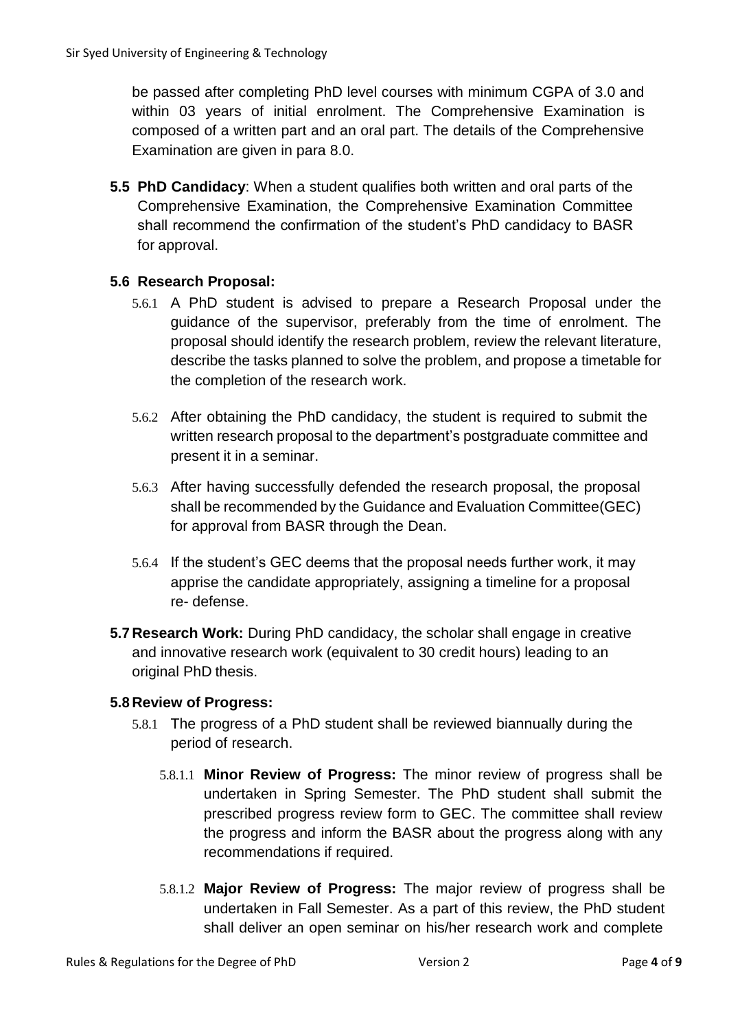be passed after completing PhD level courses with minimum CGPA of 3.0 and within 03 years of initial enrolment. The Comprehensive Examination is composed of a written part and an oral part. The details of the Comprehensive Examination are given in para 8.0.

**5.5 PhD Candidacy**: When a student qualifies both written and oral parts of the Comprehensive Examination, the Comprehensive Examination Committee shall recommend the confirmation of the student's PhD candidacy to BASR for approval.

**5.6 Research Proposal:**

5.6.1 A PhD student is advised to prepare a Research Proposal under the guidance of the supervisor, preferably from the time of enrolment. The proposal should identify the research problem, review the relevant literature, describe the tasks planned to solve the problem, and propose a timetable for the completion of the research work.

5.6.2 After obtaining the PhD candidacy, the student is required to submit the written research proposal to the department's postgraduate committee and present it in a seminar.

5.6.3 After having successfully defended the research proposal, the proposal shall be recommended by the Guidance and Evaluation Committee(GEC) for approval from BASR through the Dean.

5.6.4 If the student's GEC deems that the proposal needs further work, it may apprise the candidate appropriately, assigning a timeline for a proposal re- defense.

**5.7 Research Work:** During PhD candidacy, the scholar shall engage in creative and innovative research work (equivalent to 30 credit hours) leading to an original PhD thesis.

**5.8 Review of Progress:**

5.8.1 The progress of a PhD student shall be reviewed biannually during the period of research.

5.8.1.1 **Minor Review of Progress:** The minor review of progress shall be undertaken in Spring Semester. The PhD student shall submit the prescribed progress review form to GEC. The committee shall review the progress and inform the BASR about the progress along with any recommendations if required.

5.8.1.2 **Major Review of Progress:** The major review of progress shall be undertaken in Fall Semester. As a part of this review, the PhD student shall deliver an open seminar on his/her research work and complete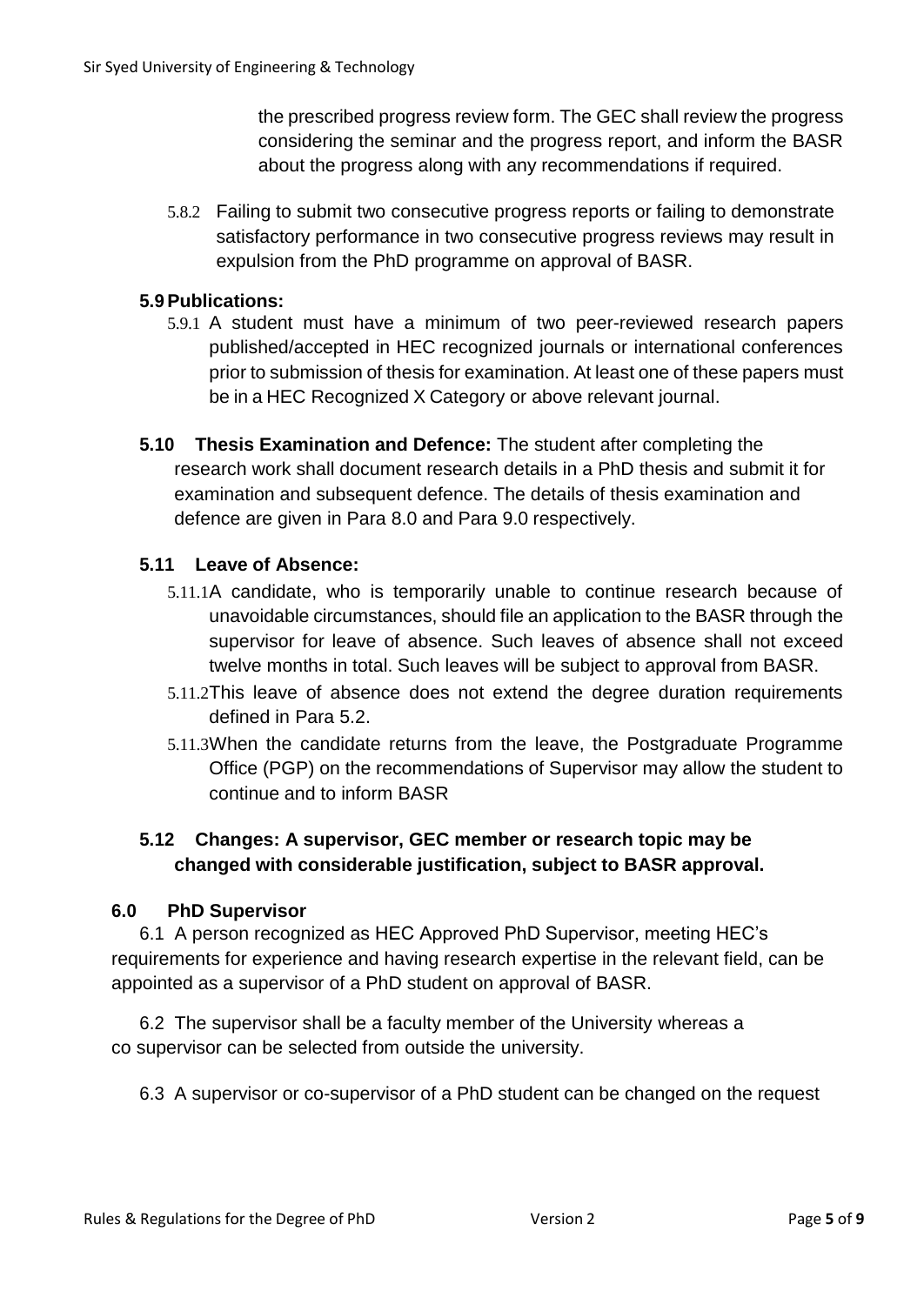the prescribed progress review form. The GEC shall review the progress considering the seminar and the progress report, and inform the BASR about the progress along with any recommendations if required.

5.8.2 Failing to submit two consecutive progress reports or failing to demonstrate satisfactory performance in two consecutive progress reviews may result in expulsion from the PhD programme on approval of BASR.

### 5.9 Publications:

5.9.1 A student must have a minimum of two peer-reviewed research papers published/accepted in HEC recognized journals or international conferences prior to submission of thesis for examination. At least one of these papers must be in a HEC Recognized X Category or above relevant journal.

**5.10 Thesis Examination and Defence:** The student after completing the research work shall document research details in a PhD thesis and submit it for examination and subsequent defence. The details of thesis examination and defence are given in Para 8.0 and Para 9.0 respectively.

### 5.11 Leave of Absence:

5.11.1 A candidate, who is temporarily unable to continue research because of unavoidable circumstances, should file an application to the BASR through the supervisor for leave of absence. Such leaves of absence shall not exceed twelve months in total. Such leaves will be subject to approval from BASR.

5.11.2 This leave of absence does not extend the degree duration requirements defined in Para 5.2.

5.11.3 When the candidate returns from the leave, the Postgraduate Programme Office (PGP) on the recommendations of Supervisor may allow the student to continue and to inform BASR

**5.12 Changes: A supervisor, GEC member or research topic may be changed with considerable justification, subject to BASR approval.**

## 6.0 PhD Supervisor

6.1 A person recognized as HEC Approved PhD Supervisor, meeting HEC's requirements for experience and having research expertise in the relevant field, can be appointed as a supervisor of a PhD student on approval of BASR.

6.2 The supervisor shall be a faculty member of the University whereas a co supervisor can be selected from outside the university.

6.3 A supervisor or co-supervisor of a PhD student can be changed on the request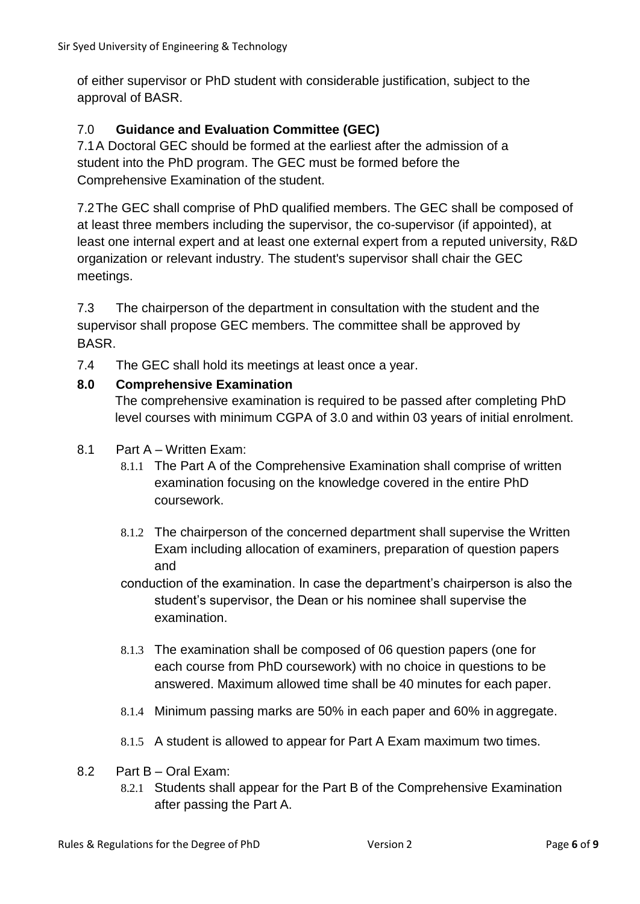of either supervisor or PhD student with considerable justification, subject to the approval of BASR.

## 7.0 Guidance and Evaluation Committee (GEC)

7.1 A Doctoral GEC should be formed at the earliest after the admission of a student into the PhD program. The GEC must be formed before the Comprehensive Examination of the student.

7.2 The GEC shall comprise of PhD qualified members. The GEC shall be composed of at least three members including the supervisor, the co-supervisor (if appointed), at least one internal expert and at least one external expert from a reputed university, R&D organization or relevant industry. The student's supervisor shall chair the GEC meetings.

7.3 The chairperson of the department in consultation with the student and the supervisor shall propose GEC members. The committee shall be approved by BASR.

7.4 The GEC shall hold its meetings at least once a year.

## 8.0 Comprehensive Examination

The comprehensive examination is required to be passed after completing PhD level courses with minimum CGPA of 3.0 and within 03 years of initial enrolment.

8.1 Part A – Written Exam:

- 8.1.1 The Part A of the Comprehensive Examination shall comprise of written examination focusing on the knowledge covered in the entire PhD coursework.
- 8.1.2 The chairperson of the concerned department shall supervise the Written Exam including allocation of examiners, preparation of question papers and conduction of the examination. In case the department's chairperson is also the student's supervisor, the Dean or his nominee shall supervise the examination.
- 8.1.3 The examination shall be composed of 06 question papers (one for each course from PhD coursework) with no choice in questions to be answered. Maximum allowed time shall be 40 minutes for each paper.
- 8.1.4 Minimum passing marks are 50% in each paper and 60% in aggregate.
- 8.1.5 A student is allowed to appear for Part A Exam maximum two times.

8.2 Part B – Oral Exam:

- 8.2.1 Students shall appear for the Part B of the Comprehensive Examination after passing the Part A.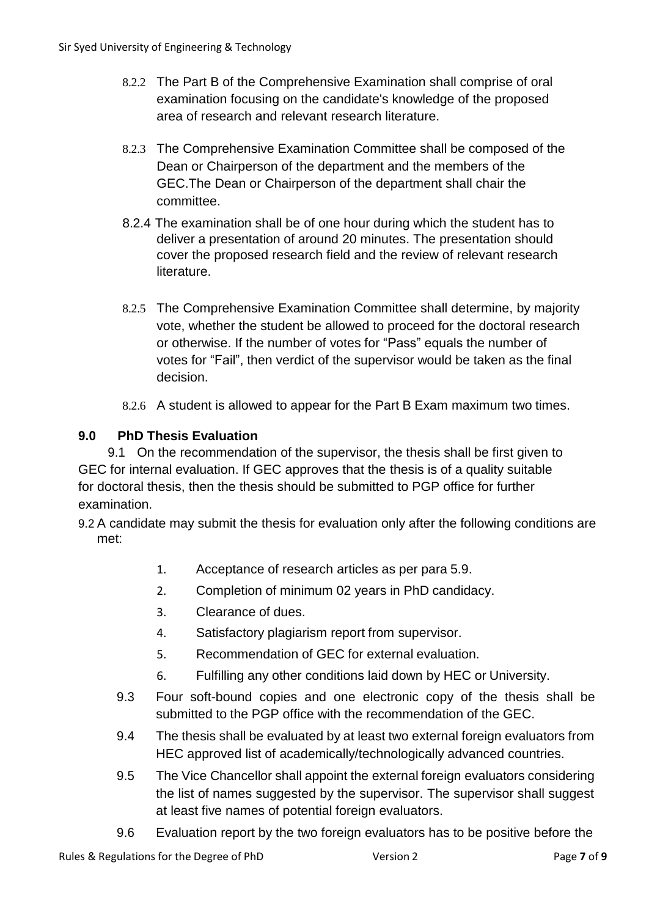8.2.2 The Part B of the Comprehensive Examination shall comprise of oral examination focusing on the candidate's knowledge of the proposed area of research and relevant research literature.

8.2.3 The Comprehensive Examination Committee shall be composed of the Dean or Chairperson of the department and the members of the GEC.The Dean or Chairperson of the department shall chair the committee.

8.2.4 The examination shall be of one hour during which the student has to deliver a presentation of around 20 minutes. The presentation should cover the proposed research field and the review of relevant research literature.

8.2.5 The Comprehensive Examination Committee shall determine, by majority vote, whether the student be allowed to proceed for the doctoral research or otherwise. If the number of votes for “Pass” equals the number of votes for “Fail”, then verdict of the supervisor would be taken as the final decision.

8.2.6 A student is allowed to appear for the Part B Exam maximum two times.

## 9.0 PhD Thesis Evaluation

9.1 On the recommendation of the supervisor, the thesis shall be first given to GEC for internal evaluation. If GEC approves that the thesis is of a quality suitable for doctoral thesis, then the thesis should be submitted to PGP office for further examination.

9.2 A candidate may submit the thesis for evaluation only after the following conditions are met:

1. Acceptance of research articles as per para 5.9.
2. Completion of minimum 02 years in PhD candidacy.
3. Clearance of dues.
4. Satisfactory plagiarism report from supervisor.
5. Recommendation of GEC for external evaluation.
6. Fulfilling any other conditions laid down by HEC or University.

9.3 Four soft-bound copies and one electronic copy of the thesis shall be submitted to the PGP office with the recommendation of the GEC.

9.4 The thesis shall be evaluated by at least two external foreign evaluators from HEC approved list of academically/technologically advanced countries.

9.5 The Vice Chancellor shall appoint the external foreign evaluators considering the list of names suggested by the supervisor. The supervisor shall suggest at least five names of potential foreign evaluators.

9.6 Evaluation report by the two foreign evaluators has to be positive before the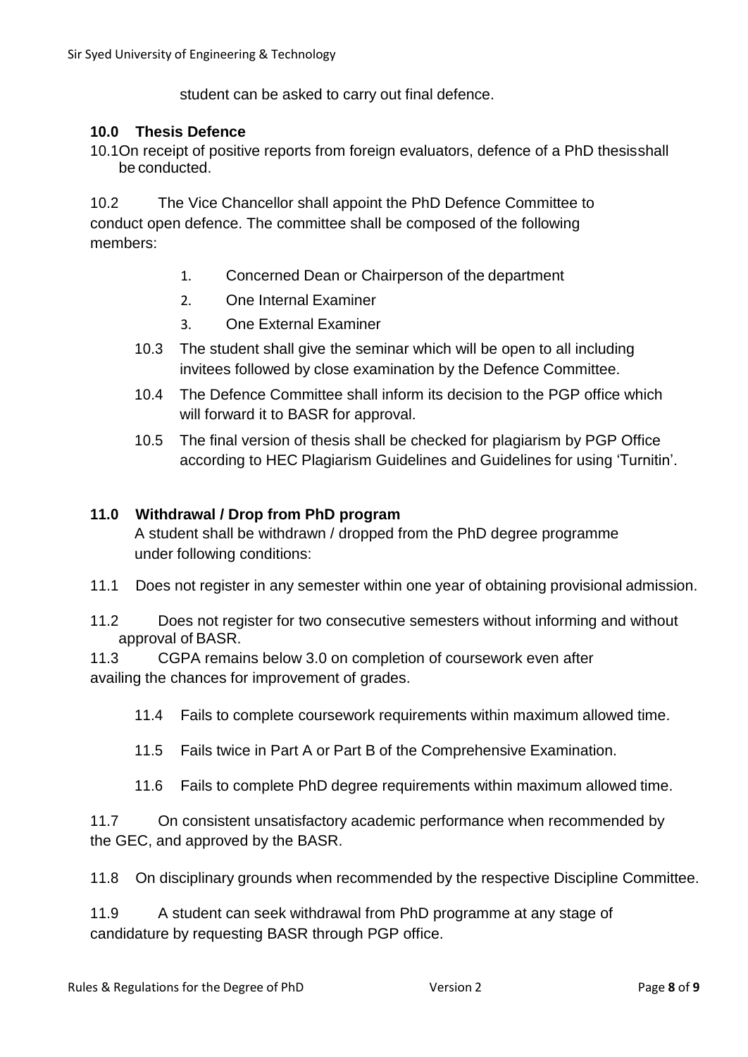student can be asked to carry out final defence.

### 10.0 Thesis Defence

10.1 On receipt of positive reports from foreign evaluators, defence of a PhD thesisshall be conducted.

10.2 The Vice Chancellor shall appoint the PhD Defence Committee to conduct open defence. The committee shall be composed of the following members:

1. Concerned Dean or Chairperson of the department
2. One Internal Examiner
3. One External Examiner

10.3 The student shall give the seminar which will be open to all including invitees followed by close examination by the Defence Committee.

10.4 The Defence Committee shall inform its decision to the PGP office which will forward it to BASR for approval.

10.5 The final version of thesis shall be checked for plagiarism by PGP Office according to HEC Plagiarism Guidelines and Guidelines for using 'Turnitin'.

### 11.0 Withdrawal / Drop from PhD program

A student shall be withdrawn / dropped from the PhD degree programme under following conditions:

11.1 Does not register in any semester within one year of obtaining provisional admission.

11.2 Does not register for two consecutive semesters without informing and without approval of BASR.

11.3 CGPA remains below 3.0 on completion of coursework even after availing the chances for improvement of grades.

11.4 Fails to complete coursework requirements within maximum allowed time.

11.5 Fails twice in Part A or Part B of the Comprehensive Examination.

11.6 Fails to complete PhD degree requirements within maximum allowed time.

11.7 On consistent unsatisfactory academic performance when recommended by the GEC, and approved by the BASR.

11.8 On disciplinary grounds when recommended by the respective Discipline Committee.

11.9 A student can seek withdrawal from PhD programme at any stage of candidature by requesting BASR through PGP office.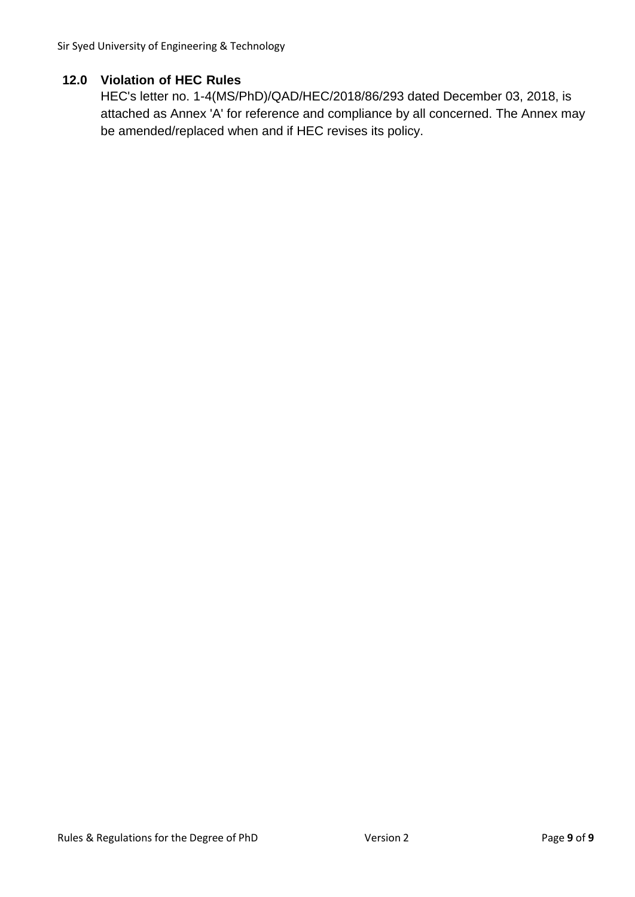## 12.0 Violation of HEC Rules

HEC's letter no. 1-4(MS/PhD)/QAD/HEC/2018/86/293 dated December 03, 2018, is attached as Annex 'A' for reference and compliance by all concerned. The Annex may be amended/replaced when and if HEC revises its policy.